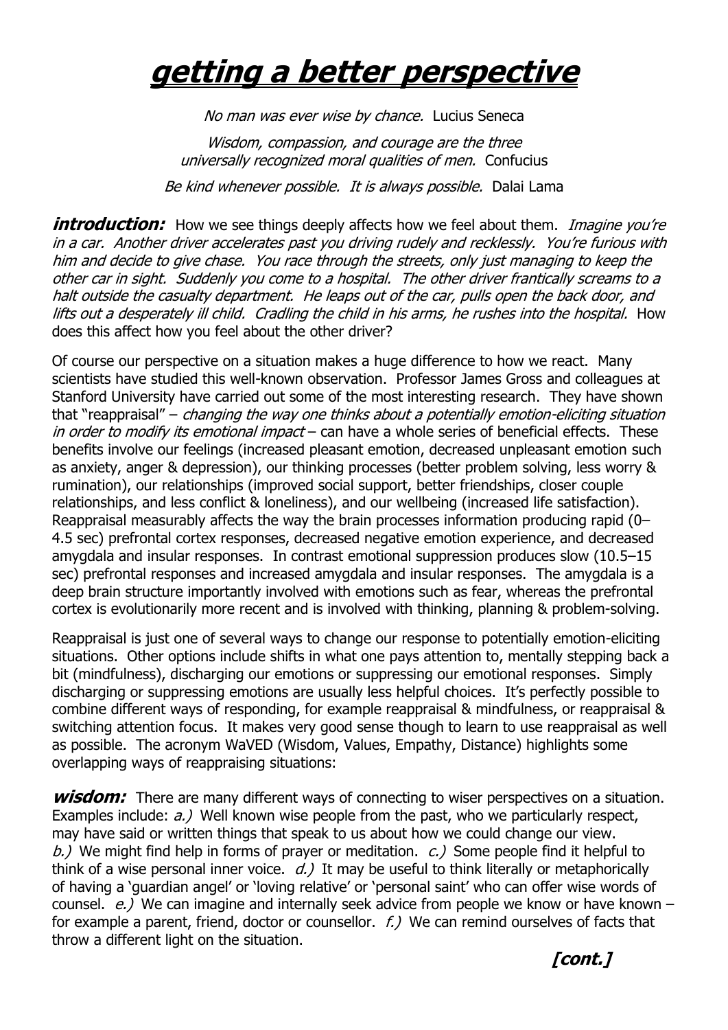# getting a better perspective

*No man was ever wise by chance.* Lucius Seneca

*Wisdom, compassion, and courage are the three universally recognized moral qualities of men.* Confucius

*Be kind whenever possible. It is always possible.* Dalai Lama

**introduction:** How we see things deeply affects how we feel about them. *Imagine you're in a car. Another driver accelerates past you driving rudely and recklessly. You're furious with him and decide to give chase. You race through the streets, only just managing to keep the other car in sight. Suddenly you come to a hospital. The other driver frantically screams to a halt outside the casualty department. He leaps out of the car, pulls open the back door, and lifts out a desperately ill child. Cradling the child in his arms, he rushes into the hospital.* How does this affect how you feel about the other driver?

Of course our perspective on a situation makes a huge difference to how we react. Many scientists have studied this well-known observation. Professor James Gross and colleagues at Stanford University have carried out some of the most interesting research. They have shown that "reappraisal" – *changing the way one thinks about a potentially emotion-eliciting situation in order to modify its emotional impact* – can have a whole series of beneficial effects. These benefits involve our feelings (increased pleasant emotion, decreased unpleasant emotion such as anxiety, anger & depression), our thinking processes (better problem solving, less worry & rumination), our relationships (improved social support, better friendships, closer couple relationships, and less conflict & loneliness), and our wellbeing (increased life satisfaction). Reappraisal measurably affects the way the brain processes information producing rapid (0–4.5 sec) prefrontal cortex responses, decreased negative emotion experience, and decreased amygdala and insular responses. In contrast emotional suppression produces slow (10.5–15 sec) prefrontal responses and increased amygdala and insular responses. The amygdala is a deep brain structure importantly involved with emotions such as fear, whereas the prefrontal cortex is evolutionarily more recent and is involved with thinking, planning & problem-solving.

Reappraisal is just one of several ways to change our response to potentially emotion-eliciting situations. Other options include shifts in what one pays attention to, mentally stepping back a bit (mindfulness), discharging our emotions or suppressing our emotional responses. Simply discharging or suppressing emotions are usually less helpful choices. It's perfectly possible to combine different ways of responding, for example reappraisal & mindfulness, or reappraisal & switching attention focus. It makes very good sense though to learn to use reappraisal as well as possible. The acronym WaVED (Wisdom, Values, Empathy, Distance) highlights some overlapping ways of reappraising situations:

**wisdom:** There are many different ways of connecting to wiser perspectives on a situation. Examples include: *a.)* Well known wise people from the past, who we particularly respect, may have said or written things that speak to us about how we could change our view. *b.)* We might find help in forms of prayer or meditation. *c.)* Some people find it helpful to think of a wise personal inner voice. *d.)* It may be useful to think literally or metaphorically of having a 'guardian angel' or 'loving relative' or 'personal saint' who can offer wise words of counsel. *e.)* We can imagine and internally seek advice from people we know or have known – for example a parent, friend, doctor or counsellor. *f.)* We can remind ourselves of facts that throw a different light on the situation.

**[cont.]**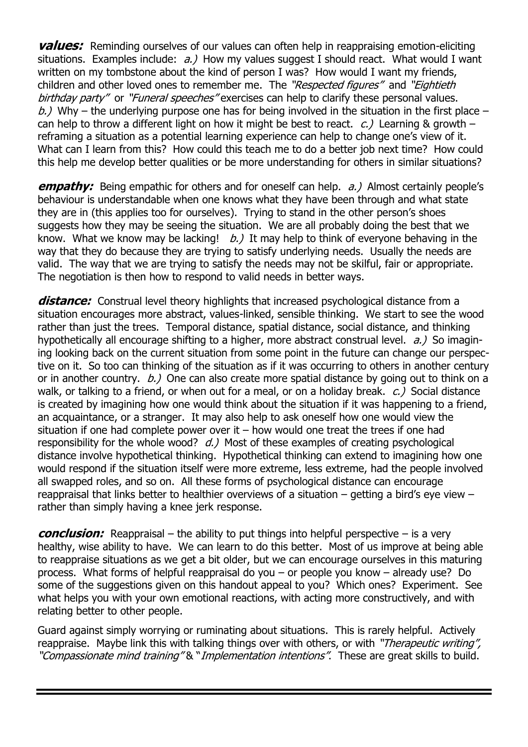***values:*** Reminding ourselves of our values can often help in reappraising emotion-eliciting situations. Examples include: *a.)* How my values suggest I should react. What would I want written on my tombstone about the kind of person I was? How would I want my friends, children and other loved ones to remember me. The *"Respected figures"* and *"Eightieth birthday party"* or *"Funeral speeches"* exercises can help to clarify these personal values. *b.)* Why – the underlying purpose one has for being involved in the situation in the first place – can help to throw a different light on how it might be best to react. *c.)* Learning & growth – reframing a situation as a potential learning experience can help to change one's view of it. What can I learn from this? How could this teach me to do a better job next time? How could this help me develop better qualities or be more understanding for others in similar situations?

***empathy:*** Being empathic for others and for oneself can help. *a.)* Almost certainly people's behaviour is understandable when one knows what they have been through and what state they are in (this applies too for ourselves). Trying to stand in the other person's shoes suggests how they may be seeing the situation. We are all probably doing the best that we know. What we know may be lacking! *b.)* It may help to think of everyone behaving in the way that they do because they are trying to satisfy underlying needs. Usually the needs are valid. The way that we are trying to satisfy the needs may not be skilful, fair or appropriate. The negotiation is then how to respond to valid needs in better ways.

***distance:*** Construal level theory highlights that increased psychological distance from a situation encourages more abstract, values-linked, sensible thinking. We start to see the wood rather than just the trees. Temporal distance, spatial distance, social distance, and thinking hypothetically all encourage shifting to a higher, more abstract construal level. *a.)* So imagining looking back on the current situation from some point in the future can change our perspective on it. So too can thinking of the situation as if it was occurring to others in another century or in another country. *b.)* One can also create more spatial distance by going out to think on a walk, or talking to a friend, or when out for a meal, or on a holiday break. *c.)* Social distance is created by imagining how one would think about the situation if it was happening to a friend, an acquaintance, or a stranger. It may also help to ask oneself how one would view the situation if one had complete power over it – how would one treat the trees if one had responsibility for the whole wood? *d.)* Most of these examples of creating psychological distance involve hypothetical thinking. Hypothetical thinking can extend to imagining how one would respond if the situation itself were more extreme, less extreme, had the people involved all swapped roles, and so on. All these forms of psychological distance can encourage reappraisal that links better to healthier overviews of a situation – getting a bird's eye view – rather than simply having a knee jerk response.

***conclusion:*** Reappraisal – the ability to put things into helpful perspective – is a very healthy, wise ability to have. We can learn to do this better. Most of us improve at being able to reappraise situations as we get a bit older, but we can encourage ourselves in this maturing process. What forms of helpful reappraisal do you – or people you know – already use? Do some of the suggestions given on this handout appeal to you? Which ones? Experiment. See what helps you with your own emotional reactions, with acting more constructively, and with relating better to other people.

Guard against simply worrying or ruminating about situations. This is rarely helpful. Actively reappraise. Maybe link this with talking things over with others, or with *"Therapeutic writing"*, *"Compassionate mind training"* & "*Implementation intentions"*. These are great skills to build.